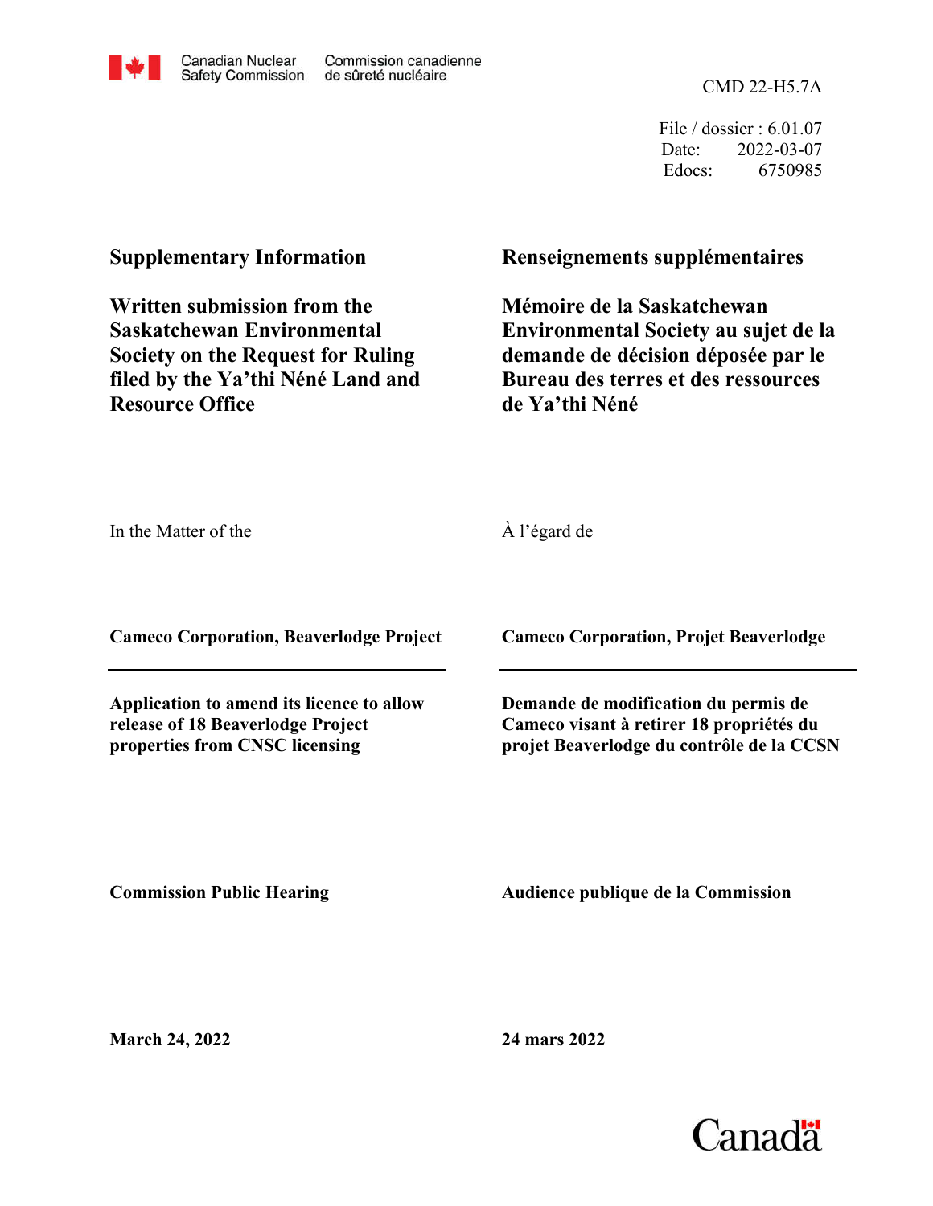Canadian Nuclear Safety Commission | Commission canadienne de sûreté nucléaire

CMD 22-H5.7A

File / dossier : 6.01.07
Date: 2022-03-07
Edocs: 6750985

**Supplementary Information**

**Written submission from the Saskatchewan Environmental Society on the Request for Ruling filed by the Ya'thi Néné Land and Resource Office**

**Renseignements supplémentaires**

**Mémoire de la Saskatchewan Environmental Society au sujet de la demande de décision déposée par le Bureau des terres et des ressources de Ya'thi Néné**

In the Matter of the

À l'égard de

**Cameco Corporation, Beaverlodge Project**

**Cameco Corporation, Projet Beaverlodge**

**Application to amend its licence to allow release of 18 Beaverlodge Project properties from CNSC licensing**

**Demande de modification du permis de Cameco visant à retirer 18 propriétés du projet Beaverlodge du contrôle de la CCSN**

**Commission Public Hearing**

**Audience publique de la Commission**

**March 24, 2022**

**24 mars 2022**

Canada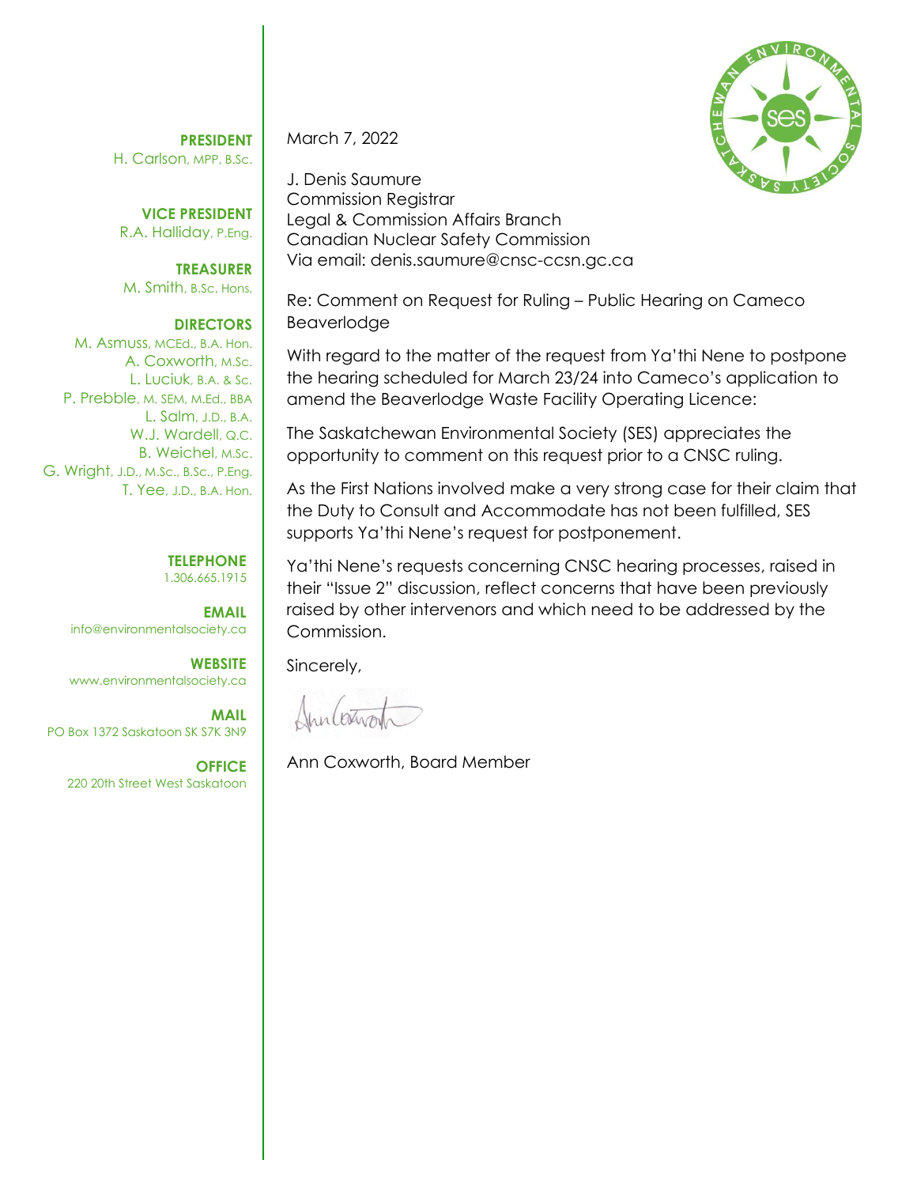**PRESIDENT**
H. Carlson, MPP, B.Sc.

**VICE PRESIDENT**
R.A. Halliday, P.Eng.

**TREASURER**
M. Smith, B.Sc. Hons.

**DIRECTORS**
M. Asmuss, MCEd., B.A. Hon.
A. Coxworth, M.Sc.
L. Luciuk, B.A. & Sc.
P. Prebble, M. SEM, M.Ed., BBA
L. Salm, J.D., B.A.
W.J. Wardell, Q.C.
B. Weichel, M.Sc.
G. Wright, J.D., M.Sc., B.Sc., P.Eng.
T. Yee, J.D., B.A. Hon.

**TELEPHONE**
1.306.665.1915

**EMAIL**
info@environmentalsociety.ca

**WEBSITE**
www.environmentalsociety.ca

**MAIL**
PO Box 1372 Saskatoon SK S7K 3N9

**OFFICE**
220 20th Street West Saskatoon

March 7, 2022

J. Denis Saumure
Commission Registrar
Legal & Commission Affairs Branch
Canadian Nuclear Safety Commission
Via email: denis.saumure@cnsc-ccsn.gc.ca

Re: Comment on Request for Ruling – Public Hearing on Cameco Beaverlodge

With regard to the matter of the request from Ya'thi Nene to postpone the hearing scheduled for March 23/24 into Cameco's application to amend the Beaverlodge Waste Facility Operating Licence:

The Saskatchewan Environmental Society (SES) appreciates the opportunity to comment on this request prior to a CNSC ruling.

As the First Nations involved make a very strong case for their claim that the Duty to Consult and Accommodate has not been fulfilled, SES supports Ya'thi Nene's request for postponement.

Ya'thi Nene's requests concerning CNSC hearing processes, raised in their "Issue 2" discussion, reflect concerns that have been previously raised by other intervenors and which need to be addressed by the Commission.

Sincerely,

Ann Coxworth, Board Member